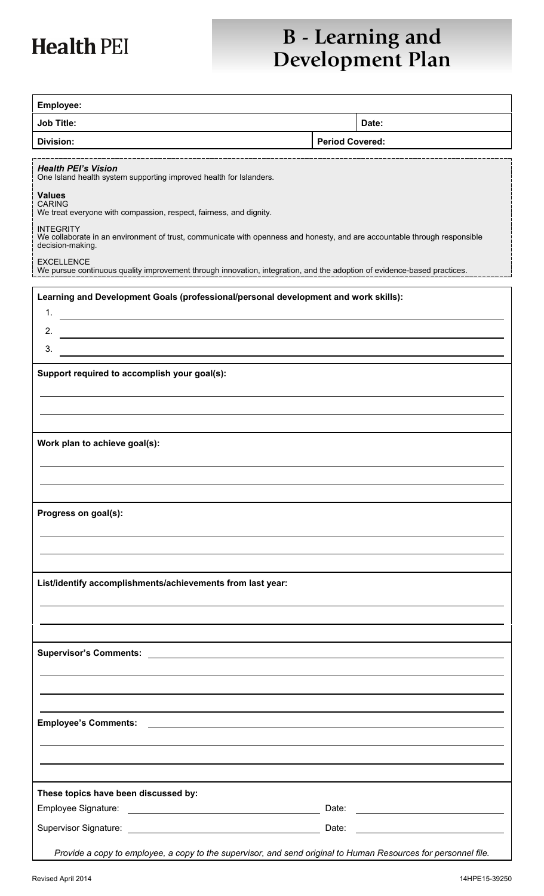**Health PEI**

# B - Learning and Development Plan

| **Employee:** | | |
|---|---|---|
| **Job Title:** | | **Date:** |
| **Division:** | **Period Covered:** | |

***Health PEI's Vision***
One Island health system supporting improved health for Islanders.

**Values**
CARING
We treat everyone with compassion, respect, fairness, and dignity.

INTEGRITY
We collaborate in an environment of trust, communicate with openness and honesty, and are accountable through responsible decision-making.

EXCELLENCE
We pursue continuous quality improvement through innovation, integration, and the adoption of evidence-based practices.

**Learning and Development Goals (professional/personal development and work skills):**

1. ______________________________
2. ______________________________
3. ______________________________

**Support required to accomplish your goal(s):**

______________________________

______________________________

**Work plan to achieve goal(s):**

______________________________

______________________________

**Progress on goal(s):**

______________________________

______________________________

**List/identify accomplishments/achievements from last year:**

______________________________

______________________________

**Supervisor's Comments:** ______________________________

______________________________

______________________________

**Employee's Comments:** ______________________________

______________________________

______________________________

**These topics have been discussed by:**

Employee Signature: ______________________ Date: ______________

Supervisor Signature: ______________________ Date: ______________

*Provide a copy to employee, a copy to the supervisor, and send original to Human Resources for personnel file.*

Revised April 2014

14HPE15-39250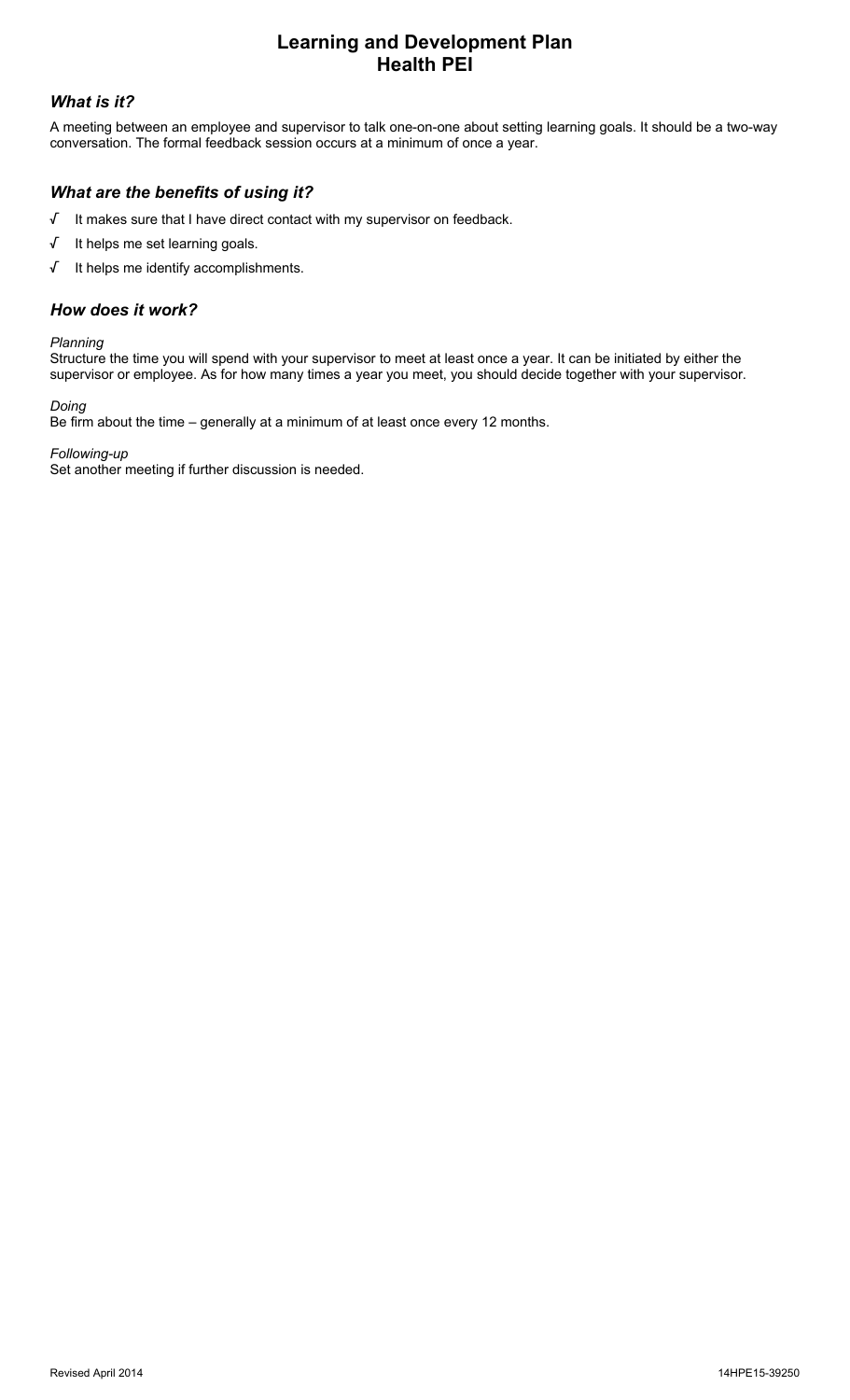# Learning and Development Plan
# Health PEI

## *What is it?*

A meeting between an employee and supervisor to talk one-on-one about setting learning goals. It should be a two-way conversation. The formal feedback session occurs at a minimum of once a year.

## *What are the benefits of using it?*

- √ It makes sure that I have direct contact with my supervisor on feedback.
- √ It helps me set learning goals.
- √ It helps me identify accomplishments.

## *How does it work?*

*Planning*
Structure the time you will spend with your supervisor to meet at least once a year. It can be initiated by either the supervisor or employee. As for how many times a year you meet, you should decide together with your supervisor.

*Doing*
Be firm about the time – generally at a minimum of at least once every 12 months.

*Following-up*
Set another meeting if further discussion is needed.

Revised April 2014

14HPE15-39250